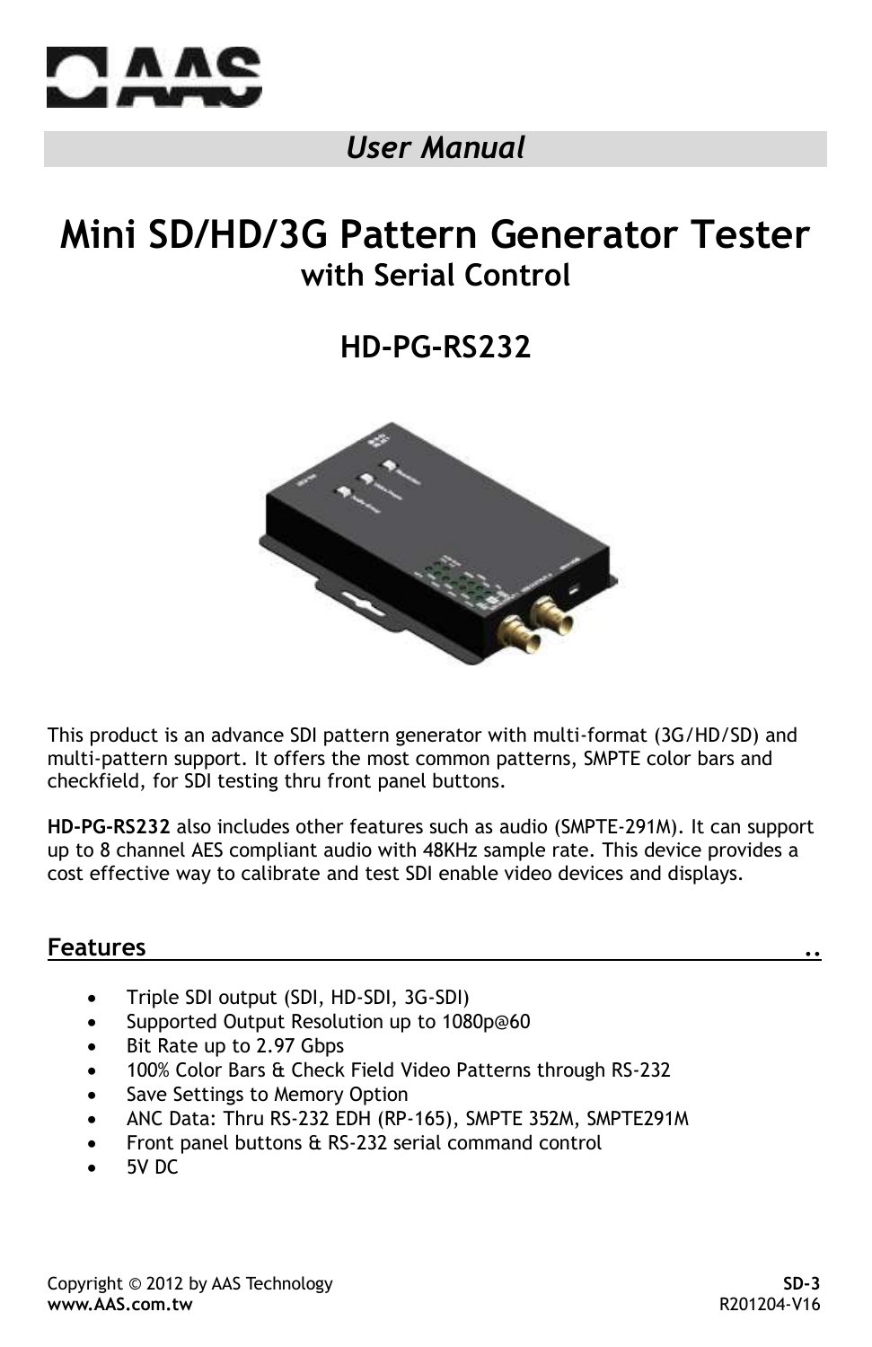*User Manual*

# Mini SD/HD/3G Pattern Generator Tester

## with Serial Control

## HD-PG-RS232

This product is an advance SDI pattern generator with multi-format (3G/HD/SD) and multi-pattern support. It offers the most common patterns, SMPTE color bars and checkfield, for SDI testing thru front panel buttons.

**HD-PG-RS232** also includes other features such as audio (SMPTE-291M). It can support up to 8 channel AES compliant audio with 48KHz sample rate. This device provides a cost effective way to calibrate and test SDI enable video devices and displays.

## Features

- Triple SDI output (SDI, HD-SDI, 3G-SDI)
- Supported Output Resolution up to 1080p@60
- Bit Rate up to 2.97 Gbps
- 100% Color Bars & Check Field Video Patterns through RS-232
- Save Settings to Memory Option
- ANC Data: Thru RS-232 EDH (RP-165), SMPTE 352M, SMPTE291M
- Front panel buttons & RS-232 serial command control
- 5V DC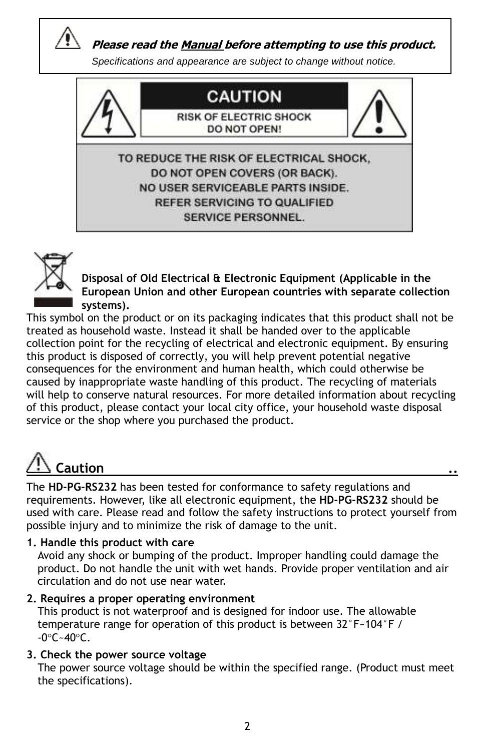***Please read the Manual before attempting to use this product.***

*Specifications and appearance are subject to change without notice.*

**CAUTION**

**RISK OF ELECTRIC SHOCK DO NOT OPEN!**

**TO REDUCE THE RISK OF ELECTRICAL SHOCK, DO NOT OPEN COVERS (OR BACK). NO USER SERVICEABLE PARTS INSIDE. REFER SERVICING TO QUALIFIED SERVICE PERSONNEL.**

**Disposal of Old Electrical & Electronic Equipment (Applicable in the European Union and other European countries with separate collection systems).**

This symbol on the product or on its packaging indicates that this product shall not be treated as household waste. Instead it shall be handed over to the applicable collection point for the recycling of electrical and electronic equipment. By ensuring this product is disposed of correctly, you will help prevent potential negative consequences for the environment and human health, which could otherwise be caused by inappropriate waste handling of this product. The recycling of materials will help to conserve natural resources. For more detailed information about recycling of this product, please contact your local city office, your household waste disposal service or the shop where you purchased the product.

## Caution

The **HD-PG-RS232** has been tested for conformance to safety regulations and requirements. However, like all electronic equipment, the **HD-PG-RS232** should be used with care. Please read and follow the safety instructions to protect yourself from possible injury and to minimize the risk of damage to the unit.

**1. Handle this product with care**
Avoid any shock or bumping of the product. Improper handling could damage the product. Do not handle the unit with wet hands. Provide proper ventilation and air circulation and do not use near water.

**2. Requires a proper operating environment**
This product is not waterproof and is designed for indoor use. The allowable temperature range for operation of this product is between 32°F~104°F / -0°C~40°C.

**3. Check the power source voltage**
The power source voltage should be within the specified range. (Product must meet the specifications).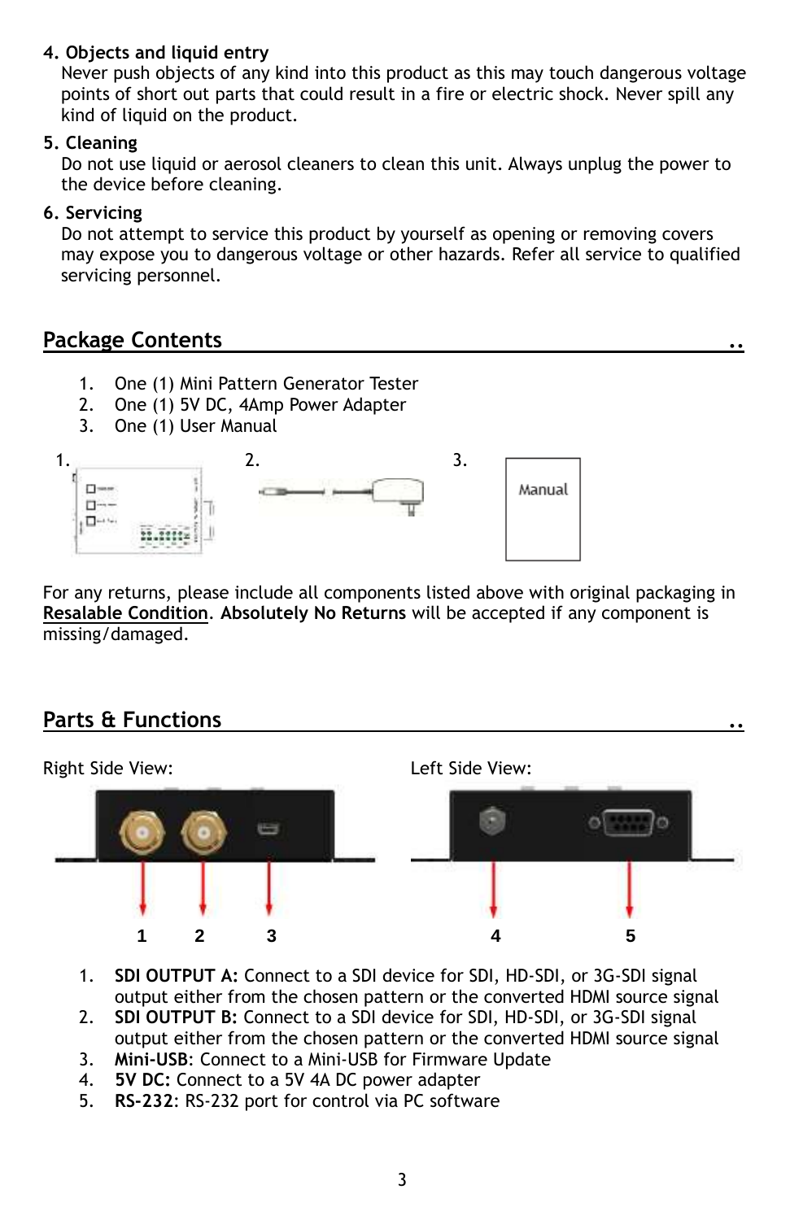**4. Objects and liquid entry**

Never push objects of any kind into this product as this may touch dangerous voltage points of short out parts that could result in a fire or electric shock. Never spill any kind of liquid on the product.

**5. Cleaning**

Do not use liquid or aerosol cleaners to clean this unit. Always unplug the power to the device before cleaning.

**6. Servicing**

Do not attempt to service this product by yourself as opening or removing covers may expose you to dangerous voltage or other hazards. Refer all service to qualified servicing personnel.

## Package Contents

1. One (1) Mini Pattern Generator Tester
2. One (1) 5V DC, 4Amp Power Adapter
3. One (1) User Manual

1. 2. 3. Manual

For any returns, please include all components listed above with original packaging in **Resalable Condition**. **Absolutely No Returns** will be accepted if any component is missing/damaged.

## Parts & Functions

Right Side View: Left Side View:

1 2 3 4 5

1. **SDI OUTPUT A:** Connect to a SDI device for SDI, HD-SDI, or 3G-SDI signal output either from the chosen pattern or the converted HDMI source signal
2. **SDI OUTPUT B:** Connect to a SDI device for SDI, HD-SDI, or 3G-SDI signal output either from the chosen pattern or the converted HDMI source signal
3. **Mini-USB**: Connect to a Mini-USB for Firmware Update
4. **5V DC:** Connect to a 5V 4A DC power adapter
5. **RS-232**: RS-232 port for control via PC software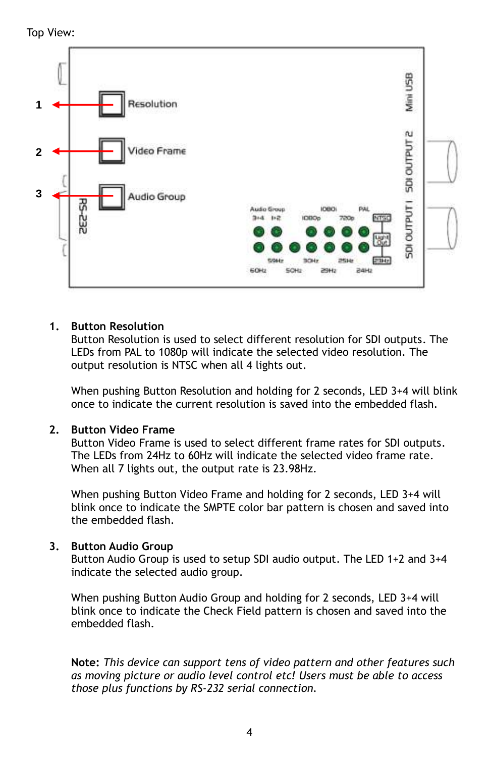Top View:

1. **Button Resolution**
   Button Resolution is used to select different resolution for SDI outputs. The LEDs from PAL to 1080p will indicate the selected video resolution. The output resolution is NTSC when all 4 lights out.

   When pushing Button Resolution and holding for 2 seconds, LED 3+4 will blink once to indicate the current resolution is saved into the embedded flash.

2. **Button Video Frame**
   Button Video Frame is used to select different frame rates for SDI outputs. The LEDs from 24Hz to 60Hz will indicate the selected video frame rate. When all 7 lights out, the output rate is 23.98Hz.

   When pushing Button Video Frame and holding for 2 seconds, LED 3+4 will blink once to indicate the SMPTE color bar pattern is chosen and saved into the embedded flash.

3. **Button Audio Group**
   Button Audio Group is used to setup SDI audio output. The LED 1+2 and 3+4 indicate the selected audio group.

   When pushing Button Audio Group and holding for 2 seconds, LED 3+4 will blink once to indicate the Check Field pattern is chosen and saved into the embedded flash.

**Note:** *This device can support tens of video pattern and other features such as moving picture or audio level control etc! Users must be able to access those plus functions by RS-232 serial connection.*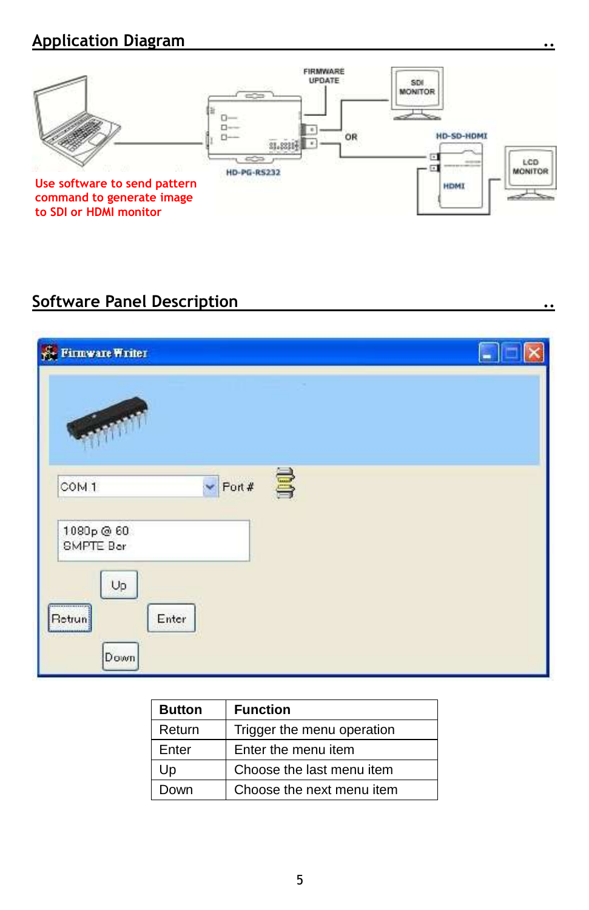## Application Diagram

Use software to send pattern command to generate image to SDI or HDMI monitor

## Software Panel Description

| Button | Function |
|---|---|
| Return | Trigger the menu operation |
| Enter | Enter the menu item |
| Up | Choose the last menu item |
| Down | Choose the next menu item |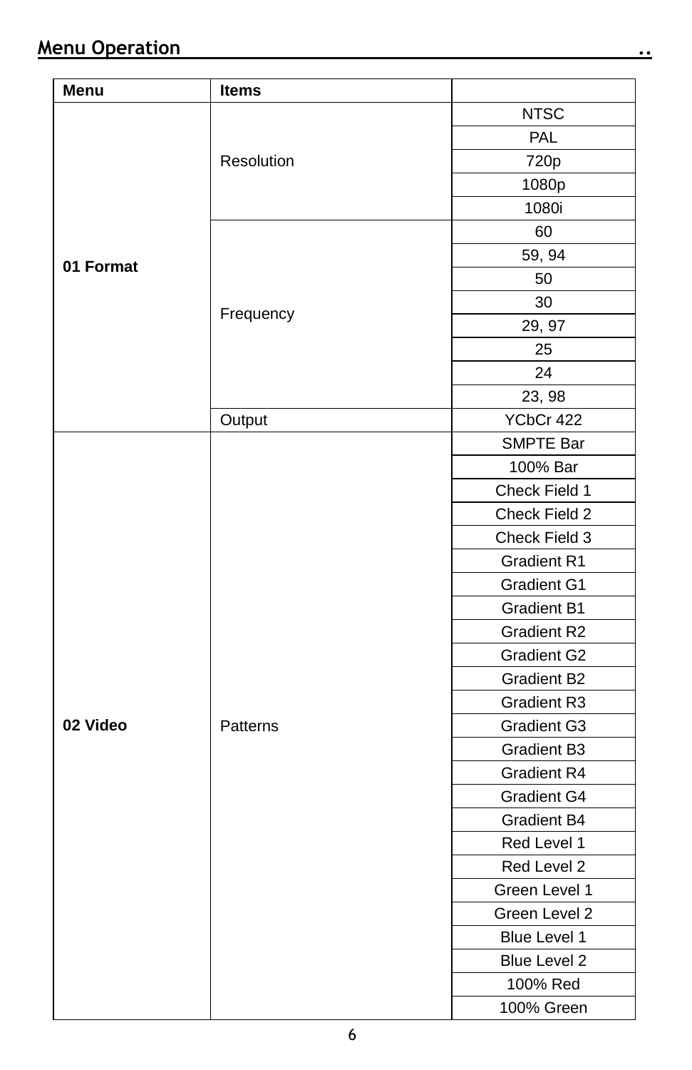## Menu Operation

| Menu | Items | |
|---|---|---|
| **01 Format** | Resolution | NTSC |
| | | PAL |
| | | 720p |
| | | 1080p |
| | | 1080i |
| | Frequency | 60 |
| | | 59, 94 |
| | | 50 |
| | | 30 |
| | | 29, 97 |
| | | 25 |
| | | 24 |
| | | 23, 98 |
| | Output | YCbCr 422 |
| **02 Video** | Patterns | SMPTE Bar |
| | | 100% Bar |
| | | Check Field 1 |
| | | Check Field 2 |
| | | Check Field 3 |
| | | Gradient R1 |
| | | Gradient G1 |
| | | Gradient B1 |
| | | Gradient R2 |
| | | Gradient G2 |
| | | Gradient B2 |
| | | Gradient R3 |
| | | Gradient G3 |
| | | Gradient B3 |
| | | Gradient R4 |
| | | Gradient G4 |
| | | Gradient B4 |
| | | Red Level 1 |
| | | Red Level 2 |
| | | Green Level 1 |
| | | Green Level 2 |
| | | Blue Level 1 |
| | | Blue Level 2 |
| | | 100% Red |
| | | 100% Green |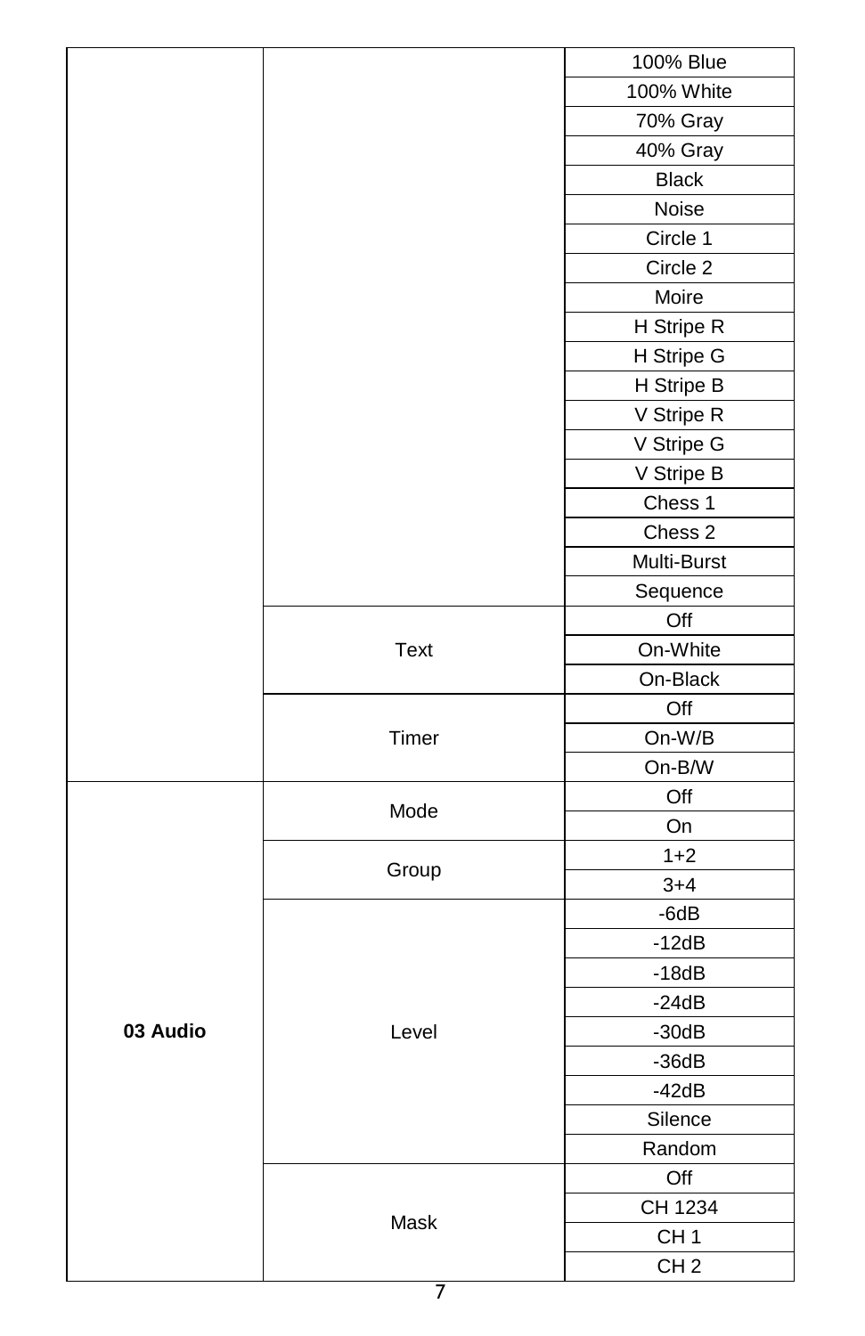| | | |
|---|---|---|
| | | 100% Blue |
| | | 100% White |
| | | 70% Gray |
| | | 40% Gray |
| | | Black |
| | | Noise |
| | | Circle 1 |
| | | Circle 2 |
| | | Moire |
| | | H Stripe R |
| | | H Stripe G |
| | | H Stripe B |
| | | V Stripe R |
| | | V Stripe G |
| | | V Stripe B |
| | | Chess 1 |
| | | Chess 2 |
| | | Multi-Burst |
| | | Sequence |
| | Text | Off |
| | | On-White |
| | | On-Black |
| | Timer | Off |
| | | On-W/B |
| | | On-B/W |
| **03 Audio** | Mode | Off |
| | | On |
| | Group | 1+2 |
| | | 3+4 |
| | Level | -6dB |
| | | -12dB |
| | | -18dB |
| | | -24dB |
| | | -30dB |
| | | -36dB |
| | | -42dB |
| | | Silence |
| | | Random |
| | Mask | Off |
| | | CH 1234 |
| | | CH 1 |
| | | CH 2 |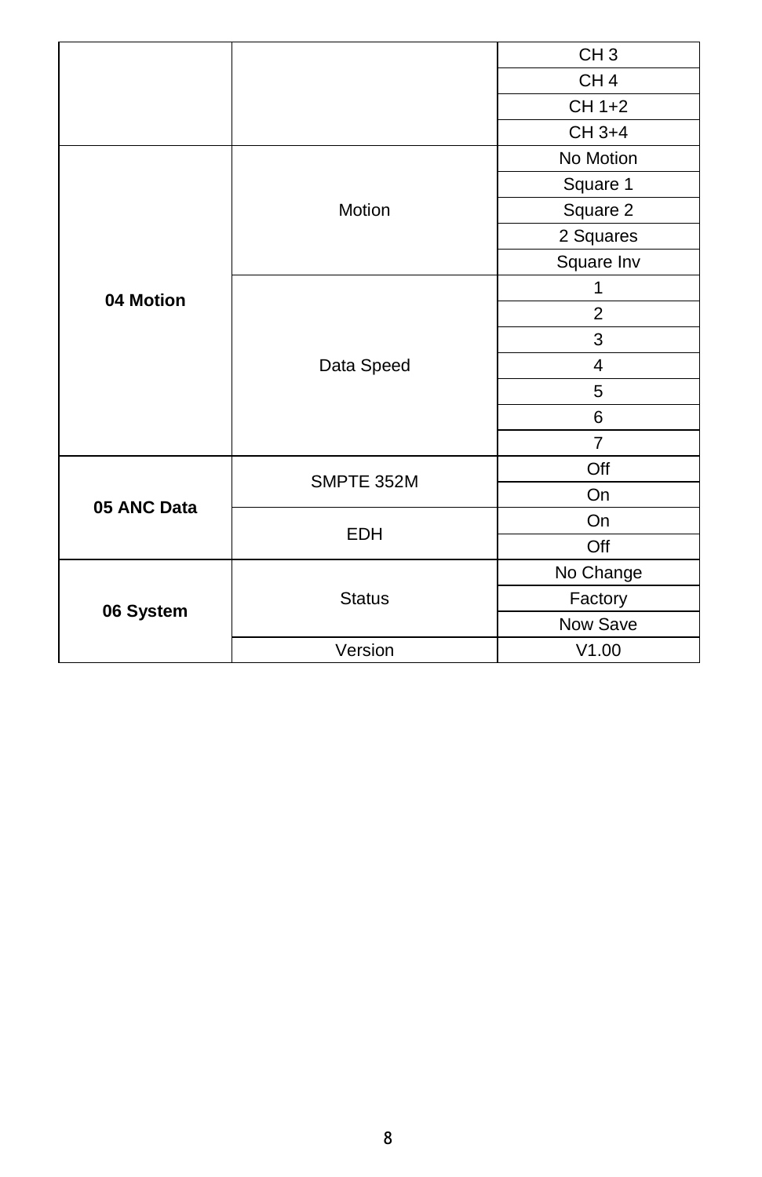| | | |
|---|---|---|
| | | CH 3 |
| | | CH 4 |
| | | CH 1+2 |
| | | CH 3+4 |
| **04 Motion** | Motion | No Motion |
| | | Square 1 |
| | | Square 2 |
| | | 2 Squares |
| | | Square Inv |
| | Data Speed | 1 |
| | | 2 |
| | | 3 |
| | | 4 |
| | | 5 |
| | | 6 |
| | | 7 |
| **05 ANC Data** | SMPTE 352M | Off |
| | | On |
| | EDH | On |
| | | Off |
| **06 System** | Status | No Change |
| | | Factory |
| | | Now Save |
| | Version | V1.00 |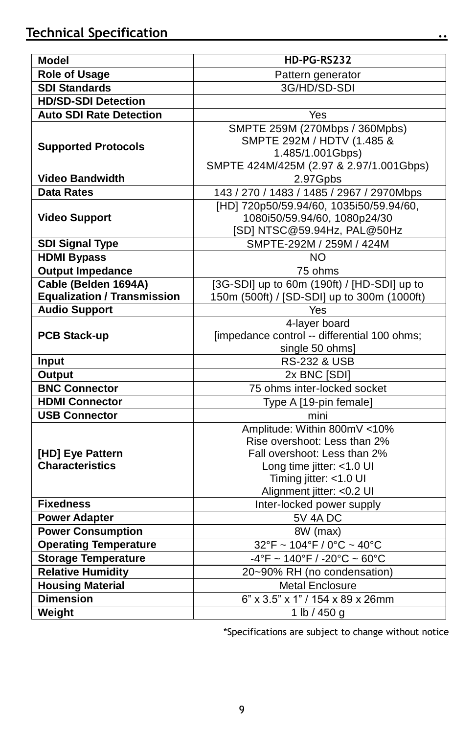## Technical Specification

| Model | HD-PG-RS232 |
|---|---|
| Role of Usage | Pattern generator |
| SDI Standards | 3G/HD/SD-SDI |
| HD/SD-SDI Detection | |
| Auto SDI Rate Detection | Yes |
| Supported Protocols | SMPTE 259M (270Mbps / 360Mpbs)<br>SMPTE 292M / HDTV (1.485 & 1.485/1.001Gbps)<br>SMPTE 424M/425M (2.97 & 2.97/1.001Gbps) |
| Video Bandwidth | 2.97Gpbs |
| Data Rates | 143 / 270 / 1483 / 1485 / 2967 / 2970Mbps |
| Video Support | [HD] 720p50/59.94/60, 1035i50/59.94/60, 1080i50/59.94/60, 1080p24/30<br>[SD] NTSC@59.94Hz, PAL@50Hz |
| SDI Signal Type | SMPTE-292M / 259M / 424M |
| HDMI Bypass | NO |
| Output Impedance | 75 ohms |
| Cable (Belden 1694A) Equalization / Transmission | [3G-SDI] up to 60m (190ft) / [HD-SDI] up to 150m (500ft) / [SD-SDI] up to 300m (1000ft) |
| Audio Support | Yes |
| PCB Stack-up | 4-layer board<br>[impedance control -- differential 100 ohms; single 50 ohms] |
| Input | RS-232 & USB |
| Output | 2x BNC [SDI] |
| BNC Connector | 75 ohms inter-locked socket |
| HDMI Connector | Type A [19-pin female] |
| USB Connector | mini |
| [HD] Eye Pattern Characteristics | Amplitude: Within 800mV <10%<br>Rise overshoot: Less than 2%<br>Fall overshoot: Less than 2%<br>Long time jitter: <1.0 UI<br>Timing jitter: <1.0 UI<br>Alignment jitter: <0.2 UI |
| Fixedness | Inter-locked power supply |
| Power Adapter | 5V 4A DC |
| Power Consumption | 8W (max) |
| Operating Temperature | 32°F ~ 104°F / 0°C ~ 40°C |
| Storage Temperature | -4°F ~ 140°F / -20°C ~ 60°C |
| Relative Humidity | 20~90% RH (no condensation) |
| Housing Material | Metal Enclosure |
| Dimension | 6” x 3.5” x 1” / 154 x 89 x 26mm |
| Weight | 1 lb / 450 g |

*Specifications are subject to change without notice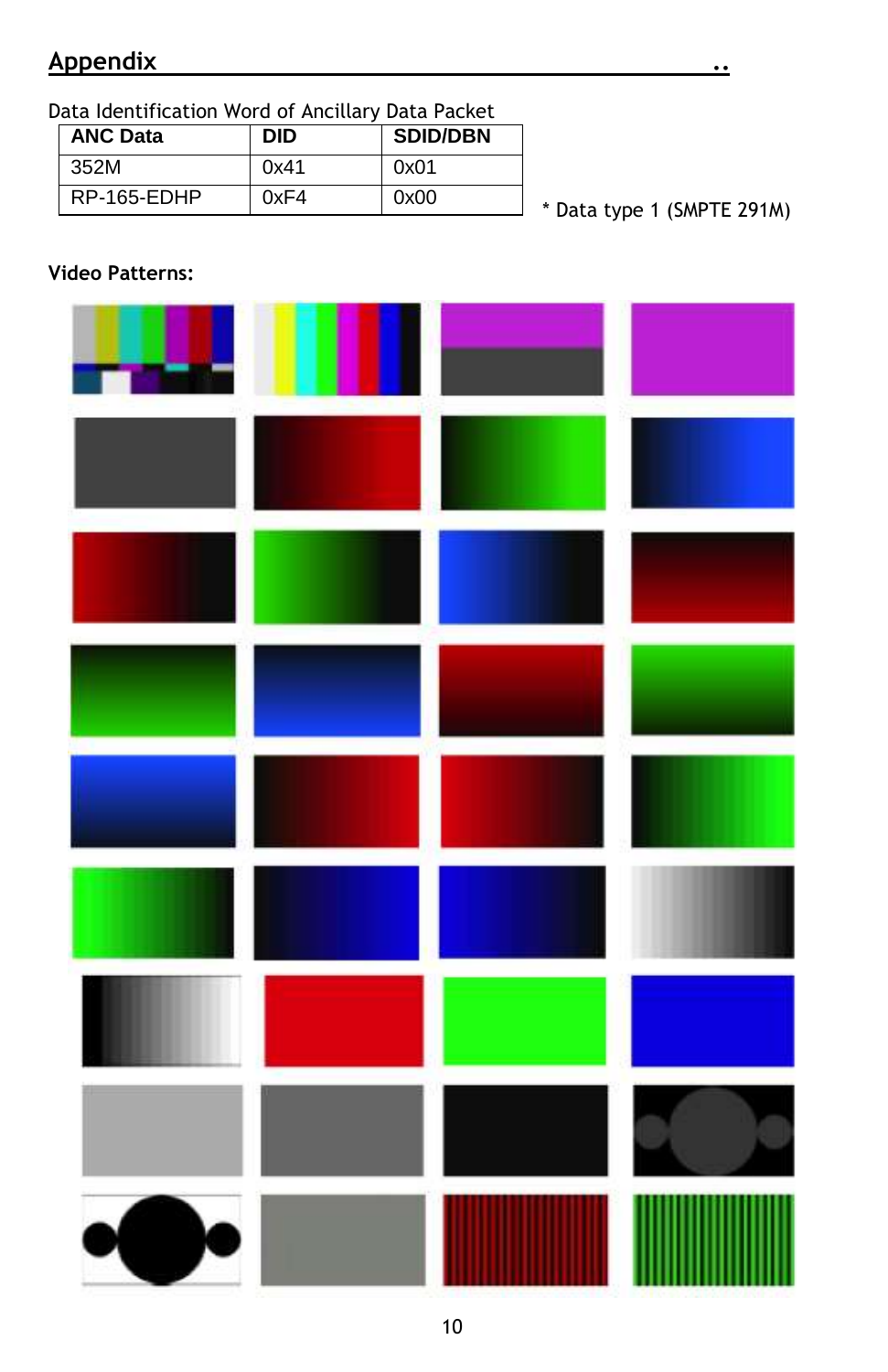## Appendix

Data Identification Word of Ancillary Data Packet

| ANC Data | DID | SDID/DBN |
|---|---|---|
| 352M | 0x41 | 0x01 |
| RP-165-EDHP | 0xF4 | 0x00 |

* Data type 1 (SMPTE 291M)

**Video Patterns:**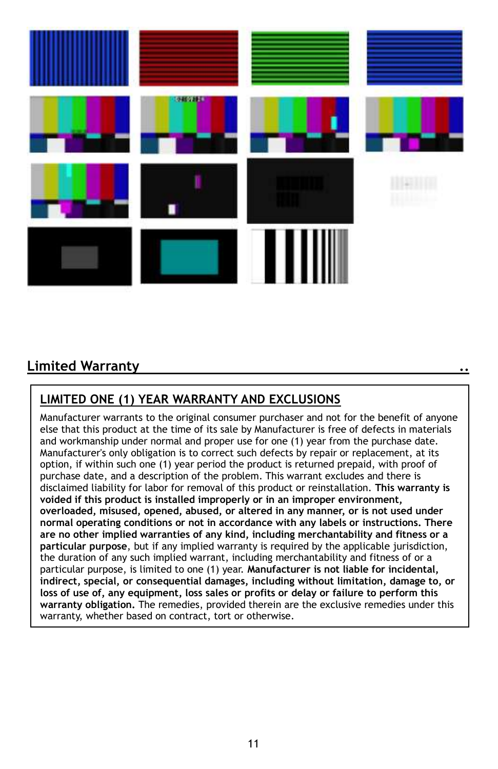## Limited Warranty ..

### LIMITED ONE (1) YEAR WARRANTY AND EXCLUSIONS

Manufacturer warrants to the original consumer purchaser and not for the benefit of anyone else that this product at the time of its sale by Manufacturer is free of defects in materials and workmanship under normal and proper use for one (1) year from the purchase date. Manufacturer's only obligation is to correct such defects by repair or replacement, at its option, if within such one (1) year period the product is returned prepaid, with proof of purchase date, and a description of the problem. This warrant excludes and there is disclaimed liability for labor for removal of this product or reinstallation. **This warranty is voided if this product is installed improperly or in an improper environment, overloaded, misused, opened, abused, or altered in any manner, or is not used under normal operating conditions or not in accordance with any labels or instructions. There are no other implied warranties of any kind, including merchantability and fitness or a particular purpose**, but if any implied warranty is required by the applicable jurisdiction, the duration of any such implied warrant, including merchantability and fitness of or a particular purpose, is limited to one (1) year. **Manufacturer is not liable for incidental, indirect, special, or consequential damages, including without limitation, damage to, or loss of use of, any equipment, loss sales or profits or delay or failure to perform this warranty obligation.** The remedies, provided therein are the exclusive remedies under this warranty, whether based on contract, tort or otherwise.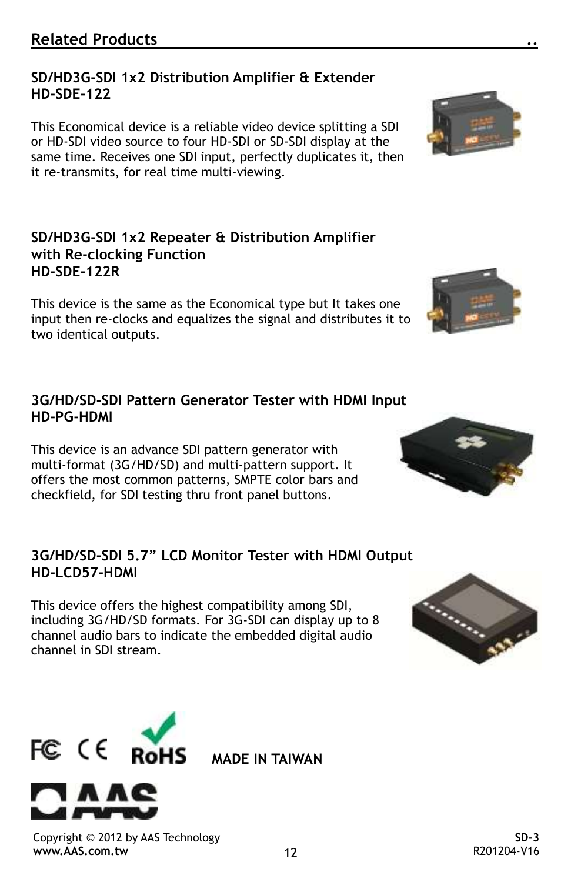## Related Products

### SD/HD3G-SDI 1x2 Distribution Amplifier & Extender HD-SDE-122

This Economical device is a reliable video device splitting a SDI or HD-SDI video source to four HD-SDI or SD-SDI display at the same time. Receives one SDI input, perfectly duplicates it, then it re-transmits, for real time multi-viewing.

### SD/HD3G-SDI 1x2 Repeater & Distribution Amplifier with Re-clocking Function HD-SDE-122R

This device is the same as the Economical type but It takes one input then re-clocks and equalizes the signal and distributes it to two identical outputs.

### 3G/HD/SD-SDI Pattern Generator Tester with HDMI Input HD-PG-HDMI

This device is an advance SDI pattern generator with multi-format (3G/HD/SD) and multi-pattern support. It offers the most common patterns, SMPTE color bars and checkfield, for SDI testing thru front panel buttons.

### 3G/HD/SD-SDI 5.7" LCD Monitor Tester with HDMI Output HD-LCD57-HDMI

This device offers the highest compatibility among SDI, including 3G/HD/SD formats. For 3G-SDI can display up to 8 channel audio bars to indicate the embedded digital audio channel in SDI stream.

FC CE RoHS **MADE IN TAIWAN**

AAS

Copyright © 2012 by AAS Technology
**www.AAS.com.tw**

**SD-3**
R201204-V16